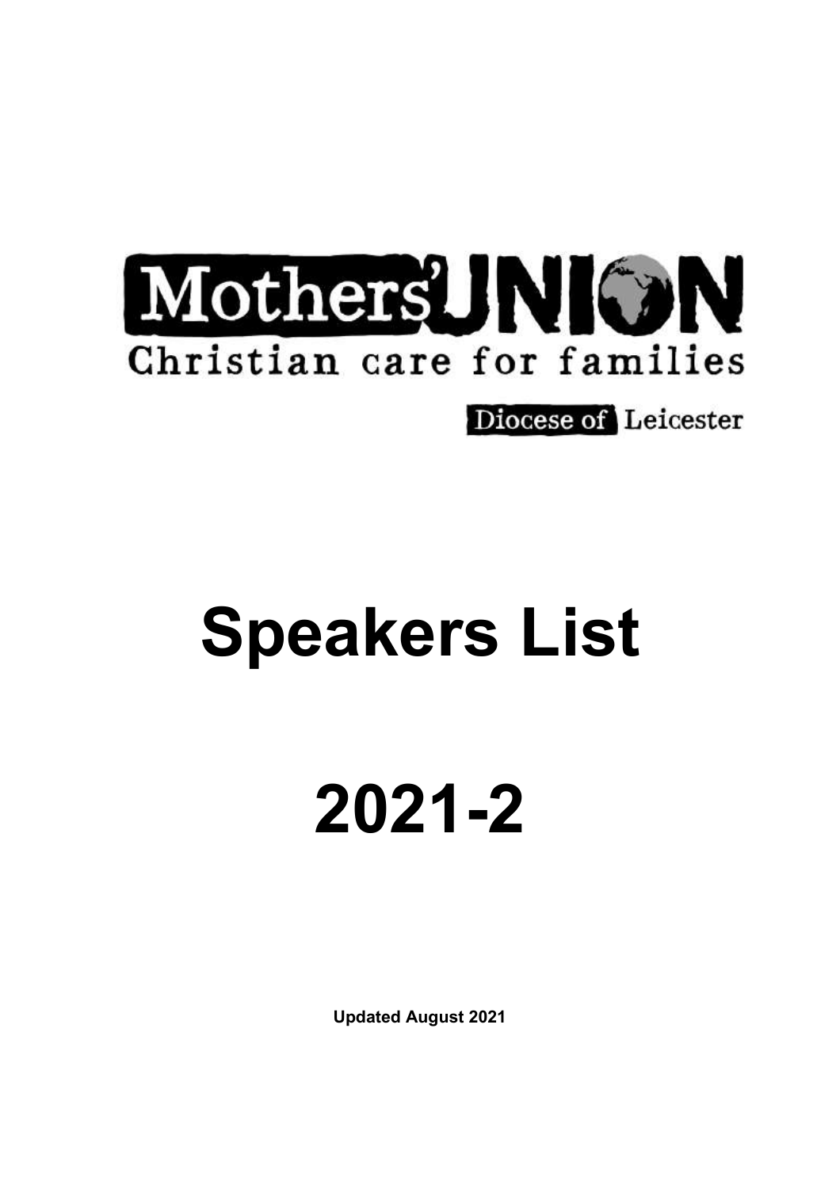Mothers' UNION

Christian care for families

Diocese of Leicester

# Speakers List

# 2021-2

**Updated August 2021**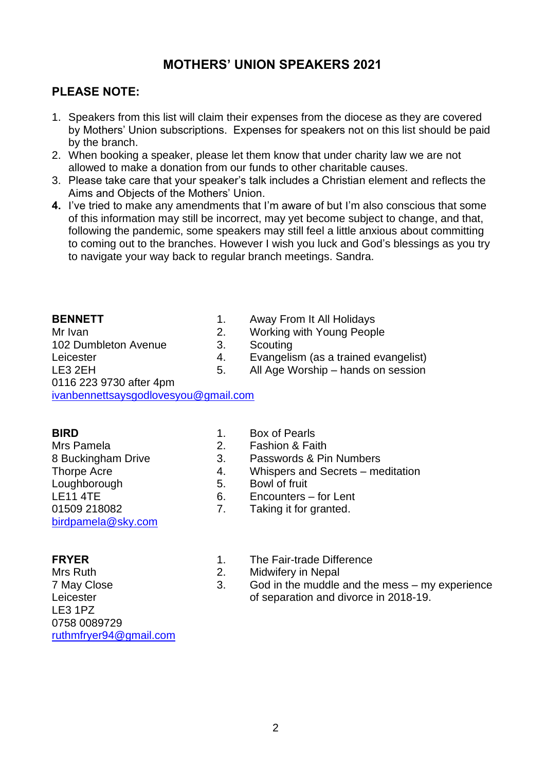## MOTHERS' UNION SPEAKERS 2021

### PLEASE NOTE:

1. Speakers from this list will claim their expenses from the diocese as they are covered by Mothers' Union subscriptions. Expenses for speakers not on this list should be paid by the branch.
2. When booking a speaker, please let them know that under charity law we are not allowed to make a donation from our funds to other charitable causes.
3. Please take care that your speaker's talk includes a Christian element and reflects the Aims and Objects of the Mothers' Union.
4. I've tried to make any amendments that I'm aware of but I'm also conscious that some of this information may still be incorrect, may yet become subject to change, and that, following the pandemic, some speakers may still feel a little anxious about committing to coming out to the branches. However I wish you luck and God's blessings as you try to navigate your way back to regular branch meetings. Sandra.

**BENNETT**
Mr Ivan
102 Dumbleton Avenue
Leicester
LE3 2EH
0116 223 9730 after 4pm
ivanbennettsaysgodlovesyou@gmail.com

1. Away From It All Holidays
2. Working with Young People
3. Scouting
4. Evangelism (as a trained evangelist)
5. All Age Worship – hands on session

**BIRD**
Mrs Pamela
8 Buckingham Drive
Thorpe Acre
Loughborough
LE11 4TE
01509 218082
birdpamela@sky.com

1. Box of Pearls
2. Fashion & Faith
3. Passwords & Pin Numbers
4. Whispers and Secrets – meditation
5. Bowl of fruit
6. Encounters – for Lent
7. Taking it for granted.

**FRYER**
Mrs Ruth
7 May Close
Leicester
LE3 1PZ
0758 0089729
ruthmfryer94@gmail.com

1. The Fair-trade Difference
2. Midwifery in Nepal
3. God in the muddle and the mess – my experience of separation and divorce in 2018-19.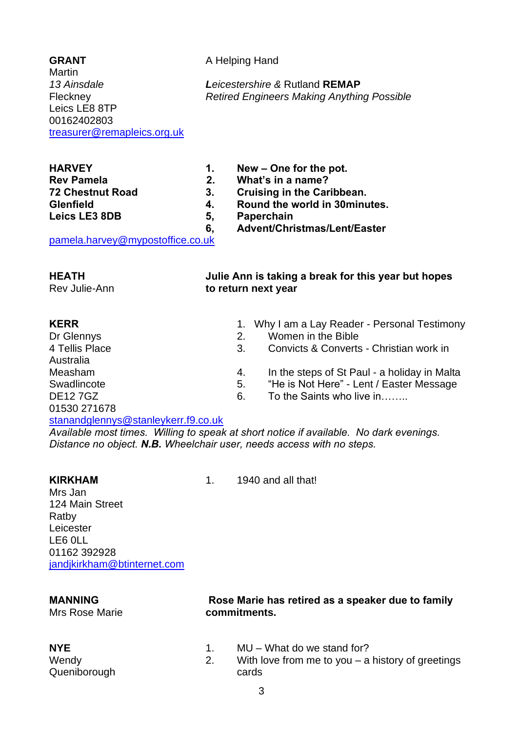**GRANT**
Martin
*13 Ainsdale*
Fleckney
Leics LE8 8TP
00162402803
treasurer@remapleics.org.uk

A Helping Hand

***L**eicestershire &* Rutland **REMAP**
*Retired Engineers Making Anything Possible*

**HARVEY**
**Rev Pamela**
**72 Chestnut Road**
**Glenfield**
**Leics LE3 8DB**
pamela.harvey@mypostoffice.co.uk

1. **New – One for the pot.**
2. **What's in a name?**
3. **Cruising in the Caribbean.**
4. **Round the world in 30minutes.**
5. **Paperchain**
6. **Advent/Christmas/Lent/Easter**

**HEATH**
Rev Julie-Ann

**Julie Ann is taking a break for this year but hopes to return next year**

**KERR**
Dr Glennys
4 Tellis Place
Australia
Measham
Swadlincote
DE12 7GZ
01530 271678
stanandglennys@stanleykerr.f9.co.uk

1. Why I am a Lay Reader - Personal Testimony
2. Women in the Bible
3. Convicts & Converts - Christian work in
4. In the steps of St Paul - a holiday in Malta
5. "He is Not Here" - Lent / Easter Message
6. To the Saints who live in……..

*Available most times. Willing to speak at short notice if available. No dark evenings. Distance no object.* ***N.B.*** *Wheelchair user, needs access with no steps.*

**KIRKHAM**
Mrs Jan
124 Main Street
Ratby
Leicester
LE6 0LL
01162 392928
jandjkirkham@btinternet.com

1. 1940 and all that!

**MANNING**
Mrs Rose Marie

**Rose Marie has retired as a speaker due to family commitments.**

**NYE**
Wendy
Queniborough

1. MU – What do we stand for?
2. With love from me to you – a history of greetings cards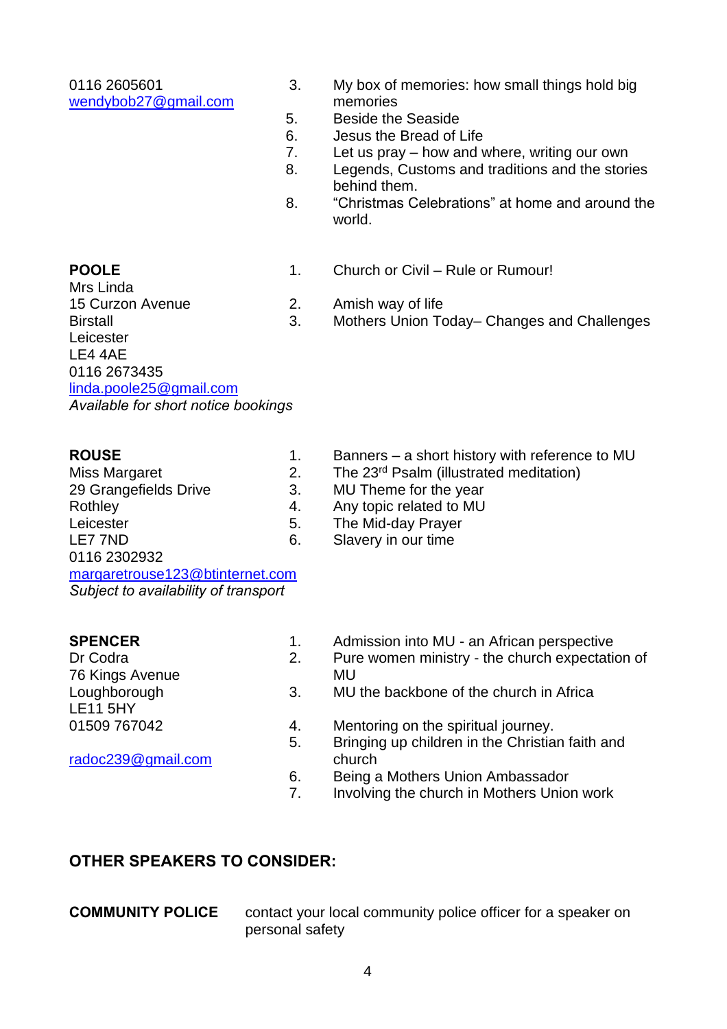0116 2605601
wendybob27@gmail.com

3. My box of memories: how small things hold big memories
5. Beside the Seaside
6. Jesus the Bread of Life
7. Let us pray – how and where, writing our own
8. Legends, Customs and traditions and the stories behind them.
8. "Christmas Celebrations" at home and around the world.

**POOLE**
Mrs Linda
15 Curzon Avenue
Birstall
Leicester
LE4 4AE
0116 2673435
linda.poole25@gmail.com
*Available for short notice bookings*

1. Church or Civil – Rule or Rumour!
2. Amish way of life
3. Mothers Union Today– Changes and Challenges

**ROUSE**
Miss Margaret
29 Grangefields Drive
Rothley
Leicester
LE7 7ND
0116 2302932
margaretrouse123@btinternet.com
*Subject to availability of transport*

1. Banners – a short history with reference to MU
2. The 23rd Psalm (illustrated meditation)
3. MU Theme for the year
4. Any topic related to MU
5. The Mid-day Prayer
6. Slavery in our time

**SPENCER**
Dr Codra
76 Kings Avenue
Loughborough
LE11 5HY
01509 767042

radoc239@gmail.com

1. Admission into MU - an African perspective
2. Pure women ministry - the church expectation of MU
3. MU the backbone of the church in Africa
4. Mentoring on the spiritual journey.
5. Bringing up children in the Christian faith and church
6. Being a Mothers Union Ambassador
7. Involving the church in Mothers Union work

## OTHER SPEAKERS TO CONSIDER:

**COMMUNITY POLICE** contact your local community police officer for a speaker on personal safety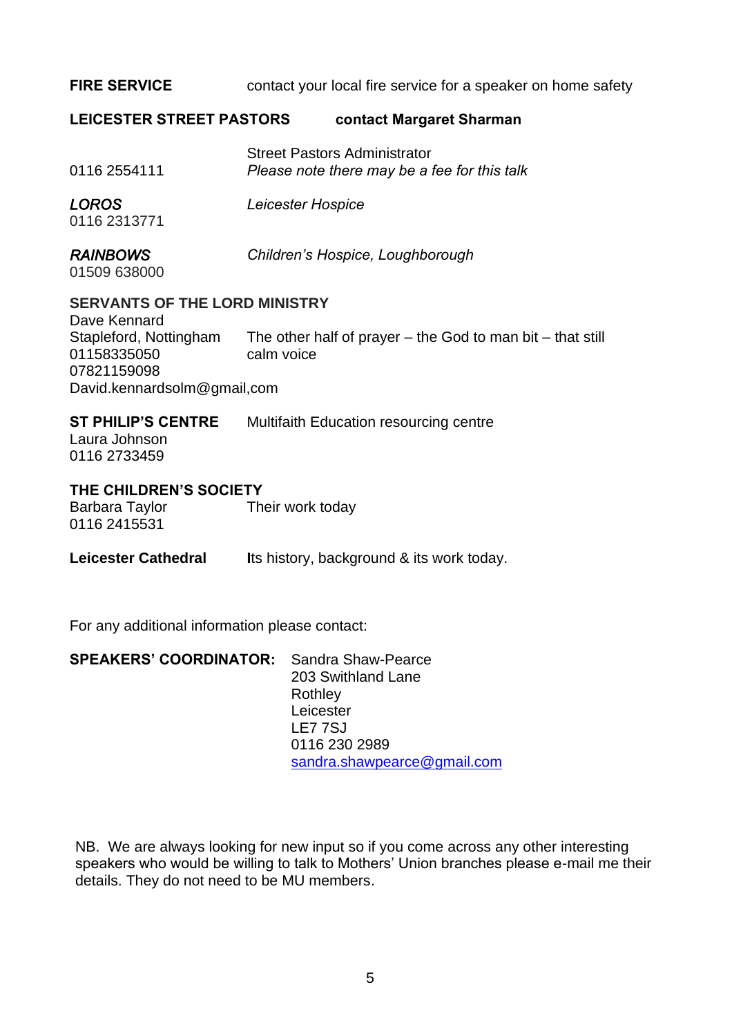**FIRE SERVICE** contact your local fire service for a speaker on home safety

**LEICESTER STREET PASTORS** **contact Margaret Sharman**

Street Pastors Administrator
0116 2554111 *Please note there may be a fee for this talk*

***LOROS*** *Leicester Hospice*
0116 2313771

***RAINBOWS*** *Children's Hospice, Loughborough*
01509 638000

**SERVANTS OF THE LORD MINISTRY**
Dave Kennard
Stapleford, Nottingham — The other half of prayer – the God to man bit – that still calm voice
01158335050
07821159098
David.kennardsolm@gmail,com

**ST PHILIP'S CENTRE** Multifaith Education resourcing centre
Laura Johnson
0116 2733459

**THE CHILDREN'S SOCIETY**
Barbara Taylor — Their work today
0116 2415531

**Leicester Cathedral** **I**ts history, background & its work today.

For any additional information please contact:

**SPEAKERS' COORDINATOR:** Sandra Shaw-Pearce
203 Swithland Lane
Rothley
Leicester
LE7 7SJ
0116 230 2989
sandra.shawpearce@gmail.com

NB. We are always looking for new input so if you come across any other interesting speakers who would be willing to talk to Mothers' Union branches please e-mail me their details. They do not need to be MU members.